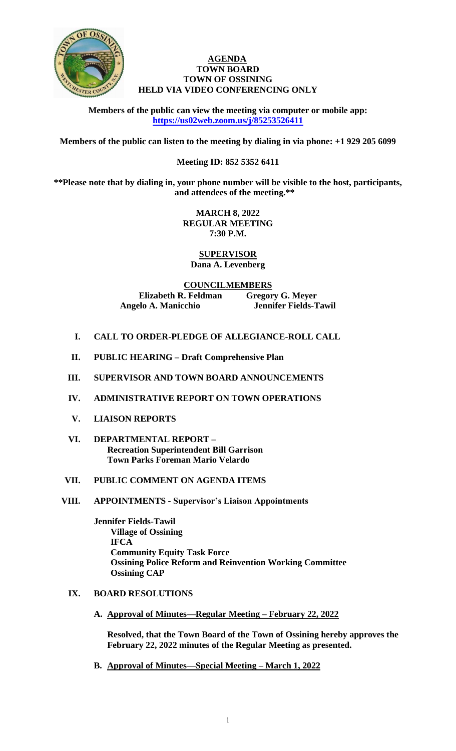# AGENDA
## TOWN BOARD
## TOWN OF OSSINING
## HELD VIA VIDEO CONFERENCING ONLY

**Members of the public can view the meeting via computer or mobile app: https://us02web.zoom.us/j/85253526411**

**Members of the public can listen to the meeting by dialing in via phone: +1 929 205 6099**

**Meeting ID: 852 5352 6411**

**\*\*Please note that by dialing in, your phone number will be visible to the host, participants, and attendees of the meeting.\*\***

**MARCH 8, 2022**
**REGULAR MEETING**
**7:30 P.M.**

**SUPERVISOR**
**Dana A. Levenberg**

**COUNCILMEMBERS**

**Elizabeth R. Feldman** | **Gregory G. Meyer**
**Angelo A. Manicchio** | **Jennifer Fields-Tawil**

I. **CALL TO ORDER-PLEDGE OF ALLEGIANCE-ROLL CALL**

II. **PUBLIC HEARING – Draft Comprehensive Plan**

III. **SUPERVISOR AND TOWN BOARD ANNOUNCEMENTS**

IV. **ADMINISTRATIVE REPORT ON TOWN OPERATIONS**

V. **LIAISON REPORTS**

VI. **DEPARTMENTAL REPORT –**
**Recreation Superintendent Bill Garrison**
**Town Parks Foreman Mario Velardo**

VII. **PUBLIC COMMENT ON AGENDA ITEMS**

VIII. **APPOINTMENTS - Supervisor's Liaison Appointments**

**Jennifer Fields-Tawil**
**Village of Ossining**
**IFCA**
**Community Equity Task Force**
**Ossining Police Reform and Reinvention Working Committee**
**Ossining CAP**

IX. **BOARD RESOLUTIONS**

**A. Approval of Minutes—Regular Meeting – February 22, 2022**

**Resolved, that the Town Board of the Town of Ossining hereby approves the February 22, 2022 minutes of the Regular Meeting as presented.**

**B. Approval of Minutes—Special Meeting – March 1, 2022**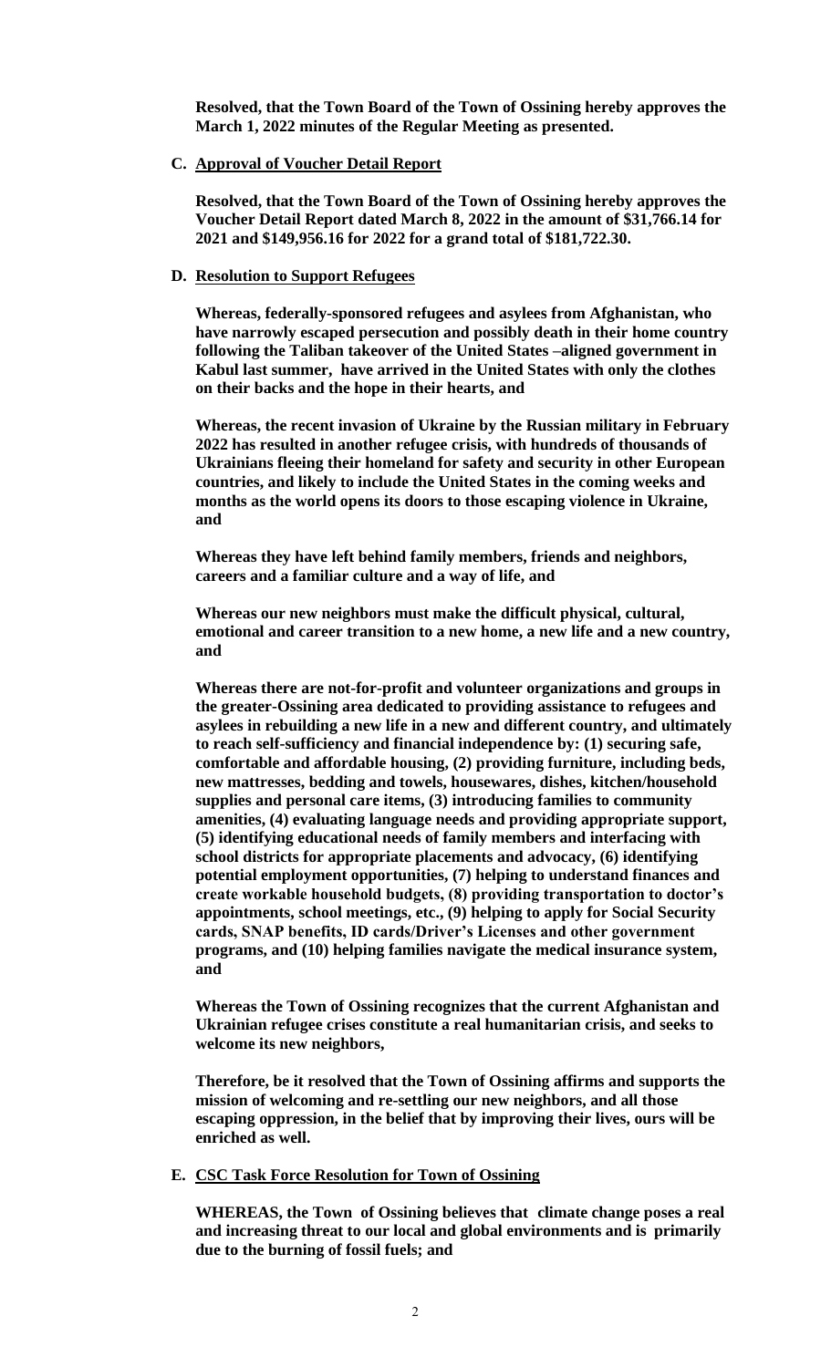**Resolved, that the Town Board of the Town of Ossining hereby approves the March 1, 2022 minutes of the Regular Meeting as presented.**

**C. Approval of Voucher Detail Report**

**Resolved, that the Town Board of the Town of Ossining hereby approves the Voucher Detail Report dated March 8, 2022 in the amount of $31,766.14 for 2021 and $149,956.16 for 2022 for a grand total of $181,722.30.**

**D. Resolution to Support Refugees**

**Whereas, federally-sponsored refugees and asylees from Afghanistan, who have narrowly escaped persecution and possibly death in their home country following the Taliban takeover of the United States –aligned government in Kabul last summer, have arrived in the United States with only the clothes on their backs and the hope in their hearts, and**

**Whereas, the recent invasion of Ukraine by the Russian military in February 2022 has resulted in another refugee crisis, with hundreds of thousands of Ukrainians fleeing their homeland for safety and security in other European countries, and likely to include the United States in the coming weeks and months as the world opens its doors to those escaping violence in Ukraine, and**

**Whereas they have left behind family members, friends and neighbors, careers and a familiar culture and a way of life, and**

**Whereas our new neighbors must make the difficult physical, cultural, emotional and career transition to a new home, a new life and a new country, and**

**Whereas there are not-for-profit and volunteer organizations and groups in the greater-Ossining area dedicated to providing assistance to refugees and asylees in rebuilding a new life in a new and different country, and ultimately to reach self-sufficiency and financial independence by: (1) securing safe, comfortable and affordable housing, (2) providing furniture, including beds, new mattresses, bedding and towels, housewares, dishes, kitchen/household supplies and personal care items, (3) introducing families to community amenities, (4) evaluating language needs and providing appropriate support, (5) identifying educational needs of family members and interfacing with school districts for appropriate placements and advocacy, (6) identifying potential employment opportunities, (7) helping to understand finances and create workable household budgets, (8) providing transportation to doctor's appointments, school meetings, etc., (9) helping to apply for Social Security cards, SNAP benefits, ID cards/Driver's Licenses and other government programs, and (10) helping families navigate the medical insurance system, and**

**Whereas the Town of Ossining recognizes that the current Afghanistan and Ukrainian refugee crises constitute a real humanitarian crisis, and seeks to welcome its new neighbors,**

**Therefore, be it resolved that the Town of Ossining affirms and supports the mission of welcoming and re-settling our new neighbors, and all those escaping oppression, in the belief that by improving their lives, ours will be enriched as well.**

**E. CSC Task Force Resolution for Town of Ossining**

**WHEREAS, the Town of Ossining believes that climate change poses a real and increasing threat to our local and global environments and is primarily due to the burning of fossil fuels; and**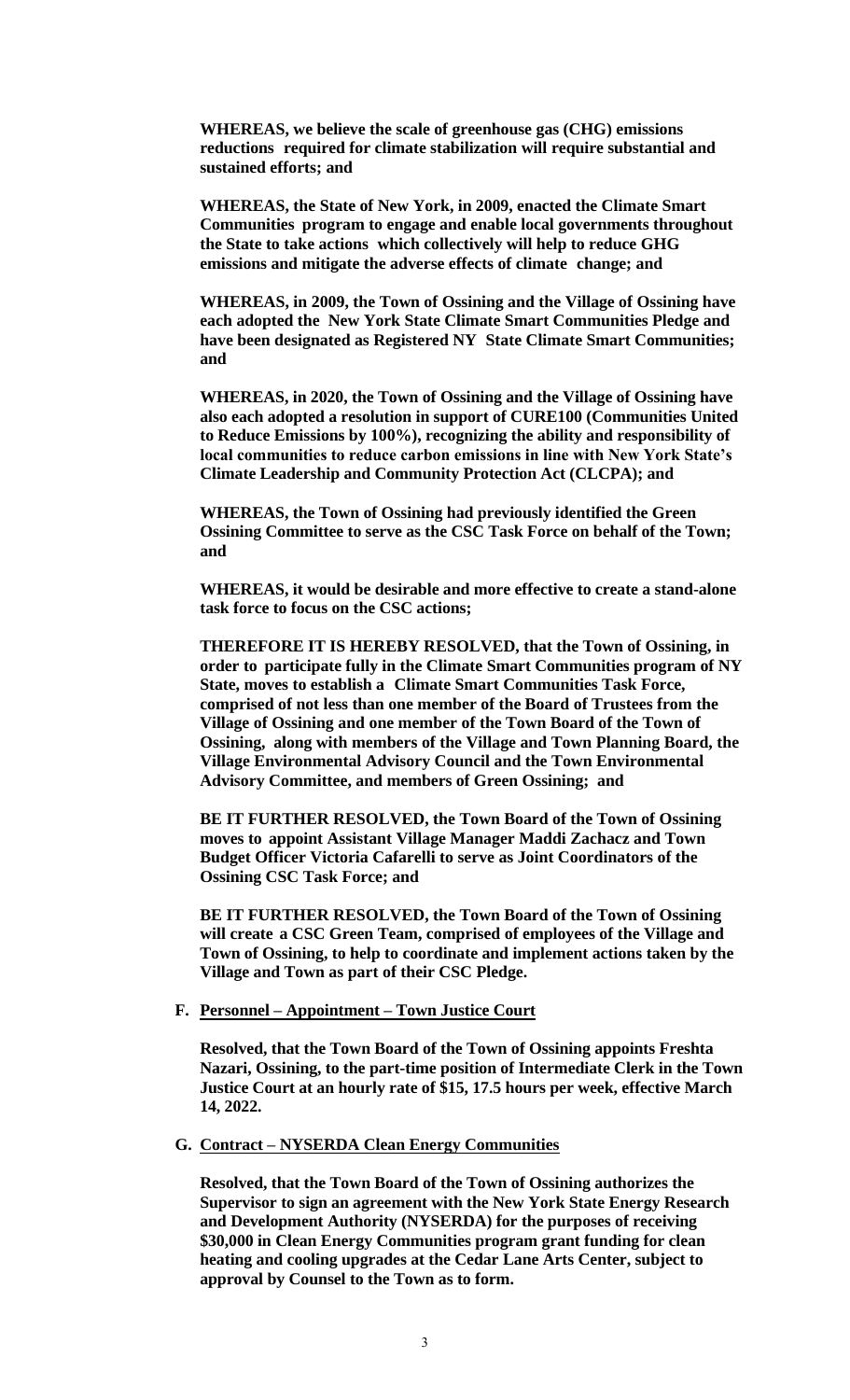**WHEREAS, we believe the scale of greenhouse gas (CHG) emissions reductions required for climate stabilization will require substantial and sustained efforts; and**

**WHEREAS, the State of New York, in 2009, enacted the Climate Smart Communities program to engage and enable local governments throughout the State to take actions which collectively will help to reduce GHG emissions and mitigate the adverse effects of climate change; and**

**WHEREAS, in 2009, the Town of Ossining and the Village of Ossining have each adopted the New York State Climate Smart Communities Pledge and have been designated as Registered NY State Climate Smart Communities; and**

**WHEREAS, in 2020, the Town of Ossining and the Village of Ossining have also each adopted a resolution in support of CURE100 (Communities United to Reduce Emissions by 100%), recognizing the ability and responsibility of local communities to reduce carbon emissions in line with New York State's Climate Leadership and Community Protection Act (CLCPA); and**

**WHEREAS, the Town of Ossining had previously identified the Green Ossining Committee to serve as the CSC Task Force on behalf of the Town; and**

**WHEREAS, it would be desirable and more effective to create a stand-alone task force to focus on the CSC actions;**

**THEREFORE IT IS HEREBY RESOLVED, that the Town of Ossining, in order to participate fully in the Climate Smart Communities program of NY State, moves to establish a Climate Smart Communities Task Force, comprised of not less than one member of the Board of Trustees from the Village of Ossining and one member of the Town Board of the Town of Ossining, along with members of the Village and Town Planning Board, the Village Environmental Advisory Council and the Town Environmental Advisory Committee, and members of Green Ossining; and**

**BE IT FURTHER RESOLVED, the Town Board of the Town of Ossining moves to appoint Assistant Village Manager Maddi Zachacz and Town Budget Officer Victoria Cafarelli to serve as Joint Coordinators of the Ossining CSC Task Force; and**

**BE IT FURTHER RESOLVED, the Town Board of the Town of Ossining will create a CSC Green Team, comprised of employees of the Village and Town of Ossining, to help to coordinate and implement actions taken by the Village and Town as part of their CSC Pledge.**

**F. <u>Personnel – Appointment – Town Justice Court</u>**

**Resolved, that the Town Board of the Town of Ossining appoints Freshta Nazari, Ossining, to the part-time position of Intermediate Clerk in the Town Justice Court at an hourly rate of $15, 17.5 hours per week, effective March 14, 2022.**

**G. <u>Contract – NYSERDA Clean Energy Communities</u>**

**Resolved, that the Town Board of the Town of Ossining authorizes the Supervisor to sign an agreement with the New York State Energy Research and Development Authority (NYSERDA) for the purposes of receiving $30,000 in Clean Energy Communities program grant funding for clean heating and cooling upgrades at the Cedar Lane Arts Center, subject to approval by Counsel to the Town as to form.**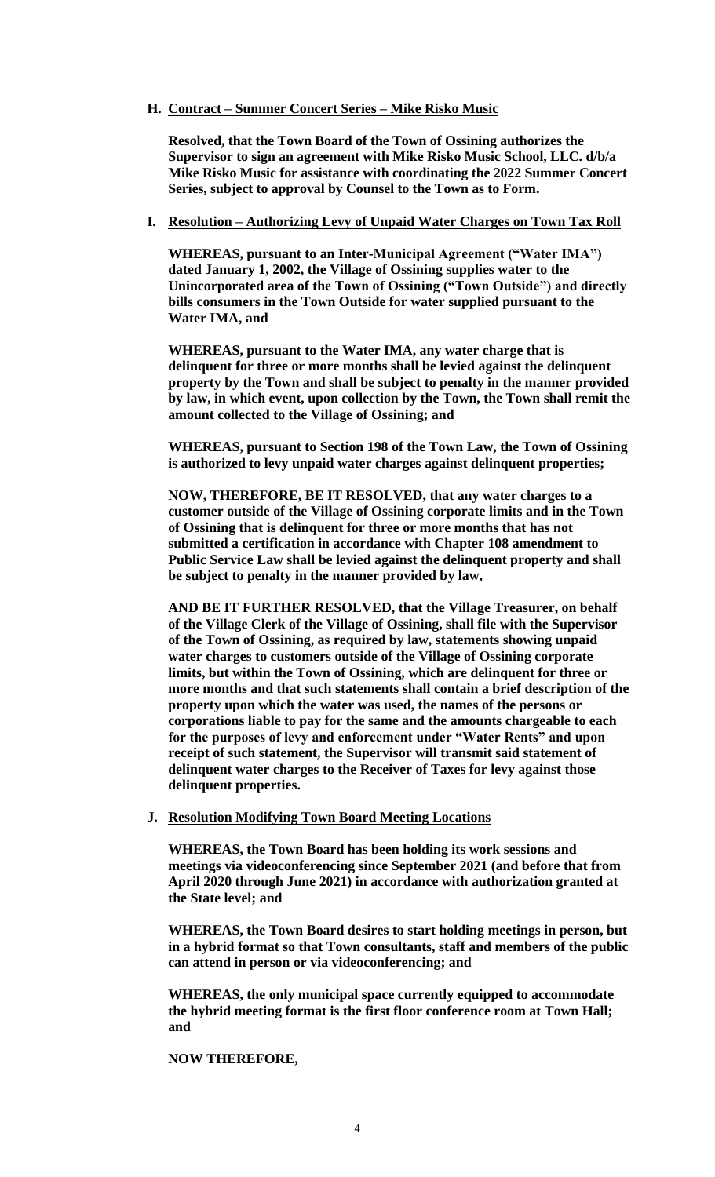**H. <u>Contract – Summer Concert Series – Mike Risko Music</u>**

**Resolved, that the Town Board of the Town of Ossining authorizes the Supervisor to sign an agreement with Mike Risko Music School, LLC. d/b/a Mike Risko Music for assistance with coordinating the 2022 Summer Concert Series, subject to approval by Counsel to the Town as to Form.**

**I. <u>Resolution – Authorizing Levy of Unpaid Water Charges on Town Tax Roll</u>**

**WHEREAS, pursuant to an Inter-Municipal Agreement ("Water IMA") dated January 1, 2002, the Village of Ossining supplies water to the Unincorporated area of the Town of Ossining ("Town Outside") and directly bills consumers in the Town Outside for water supplied pursuant to the Water IMA, and**

**WHEREAS, pursuant to the Water IMA, any water charge that is delinquent for three or more months shall be levied against the delinquent property by the Town and shall be subject to penalty in the manner provided by law, in which event, upon collection by the Town, the Town shall remit the amount collected to the Village of Ossining; and**

**WHEREAS, pursuant to Section 198 of the Town Law, the Town of Ossining is authorized to levy unpaid water charges against delinquent properties;**

**NOW, THEREFORE, BE IT RESOLVED, that any water charges to a customer outside of the Village of Ossining corporate limits and in the Town of Ossining that is delinquent for three or more months that has not submitted a certification in accordance with Chapter 108 amendment to Public Service Law shall be levied against the delinquent property and shall be subject to penalty in the manner provided by law,**

**AND BE IT FURTHER RESOLVED, that the Village Treasurer, on behalf of the Village Clerk of the Village of Ossining, shall file with the Supervisor of the Town of Ossining, as required by law, statements showing unpaid water charges to customers outside of the Village of Ossining corporate limits, but within the Town of Ossining, which are delinquent for three or more months and that such statements shall contain a brief description of the property upon which the water was used, the names of the persons or corporations liable to pay for the same and the amounts chargeable to each for the purposes of levy and enforcement under "Water Rents" and upon receipt of such statement, the Supervisor will transmit said statement of delinquent water charges to the Receiver of Taxes for levy against those delinquent properties.**

**J. <u>Resolution Modifying Town Board Meeting Locations</u>**

**WHEREAS, the Town Board has been holding its work sessions and meetings via videoconferencing since September 2021 (and before that from April 2020 through June 2021) in accordance with authorization granted at the State level; and**

**WHEREAS, the Town Board desires to start holding meetings in person, but in a hybrid format so that Town consultants, staff and members of the public can attend in person or via videoconferencing; and**

**WHEREAS, the only municipal space currently equipped to accommodate the hybrid meeting format is the first floor conference room at Town Hall; and**

**NOW THEREFORE,**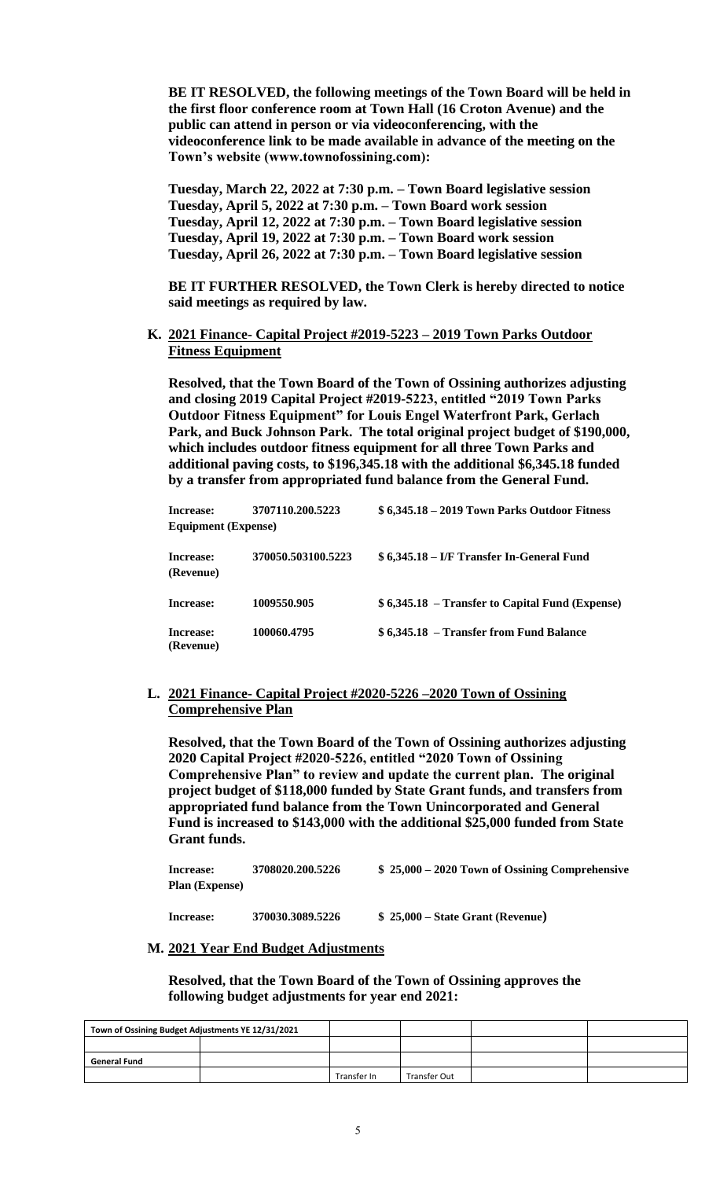**BE IT RESOLVED, the following meetings of the Town Board will be held in the first floor conference room at Town Hall (16 Croton Avenue) and the public can attend in person or via videoconferencing, with the videoconference link to be made available in advance of the meeting on the Town's website (www.townofossining.com):**

**Tuesday, March 22, 2022 at 7:30 p.m. – Town Board legislative session**
**Tuesday, April 5, 2022 at 7:30 p.m. – Town Board work session**
**Tuesday, April 12, 2022 at 7:30 p.m. – Town Board legislative session**
**Tuesday, April 19, 2022 at 7:30 p.m. – Town Board work session**
**Tuesday, April 26, 2022 at 7:30 p.m. – Town Board legislative session**

**BE IT FURTHER RESOLVED, the Town Clerk is hereby directed to notice said meetings as required by law.**

**K. 2021 Finance- Capital Project #2019-5223 – 2019 Town Parks Outdoor Fitness Equipment**

**Resolved, that the Town Board of the Town of Ossining authorizes adjusting and closing 2019 Capital Project #2019-5223, entitled "2019 Town Parks Outdoor Fitness Equipment" for Louis Engel Waterfront Park, Gerlach Park, and Buck Johnson Park. The total original project budget of $190,000, which includes outdoor fitness equipment for all three Town Parks and additional paving costs, to $196,345.18 with the additional $6,345.18 funded by a transfer from appropriated fund balance from the General Fund.**

| | | |
|---|---|---|
| **Increase: Equipment (Expense)** | **3707110.200.5223** | **$ 6,345.18 – 2019 Town Parks Outdoor Fitness** |
| **Increase: (Revenue)** | **370050.503100.5223** | **$ 6,345.18 – I/F Transfer In-General Fund** |
| **Increase:** | **1009550.905** | **$ 6,345.18 – Transfer to Capital Fund (Expense)** |
| **Increase: (Revenue)** | **100060.4795** | **$ 6,345.18 – Transfer from Fund Balance** |

**L. 2021 Finance- Capital Project #2020-5226 –2020 Town of Ossining Comprehensive Plan**

**Resolved, that the Town Board of the Town of Ossining authorizes adjusting 2020 Capital Project #2020-5226, entitled "2020 Town of Ossining Comprehensive Plan" to review and update the current plan. The original project budget of $118,000 funded by State Grant funds, and transfers from appropriated fund balance from the Town Unincorporated and General Fund is increased to $143,000 with the additional $25,000 funded from State Grant funds.**

| | | |
|---|---|---|
| **Increase: Plan (Expense)** | **3708020.200.5226** | **$ 25,000 – 2020 Town of Ossining Comprehensive** |
| **Increase:** | **370030.3089.5226** | **$ 25,000 – State Grant (Revenue)** |

**M. 2021 Year End Budget Adjustments**

**Resolved, that the Town Board of the Town of Ossining approves the following budget adjustments for year end 2021:**

| Town of Ossining Budget Adjustments YE 12/31/2021 | | | | | |
|---|---|---|---|---|---|
| | | | | | |
| **General Fund** | | | | | |
| | | Transfer In | Transfer Out | | |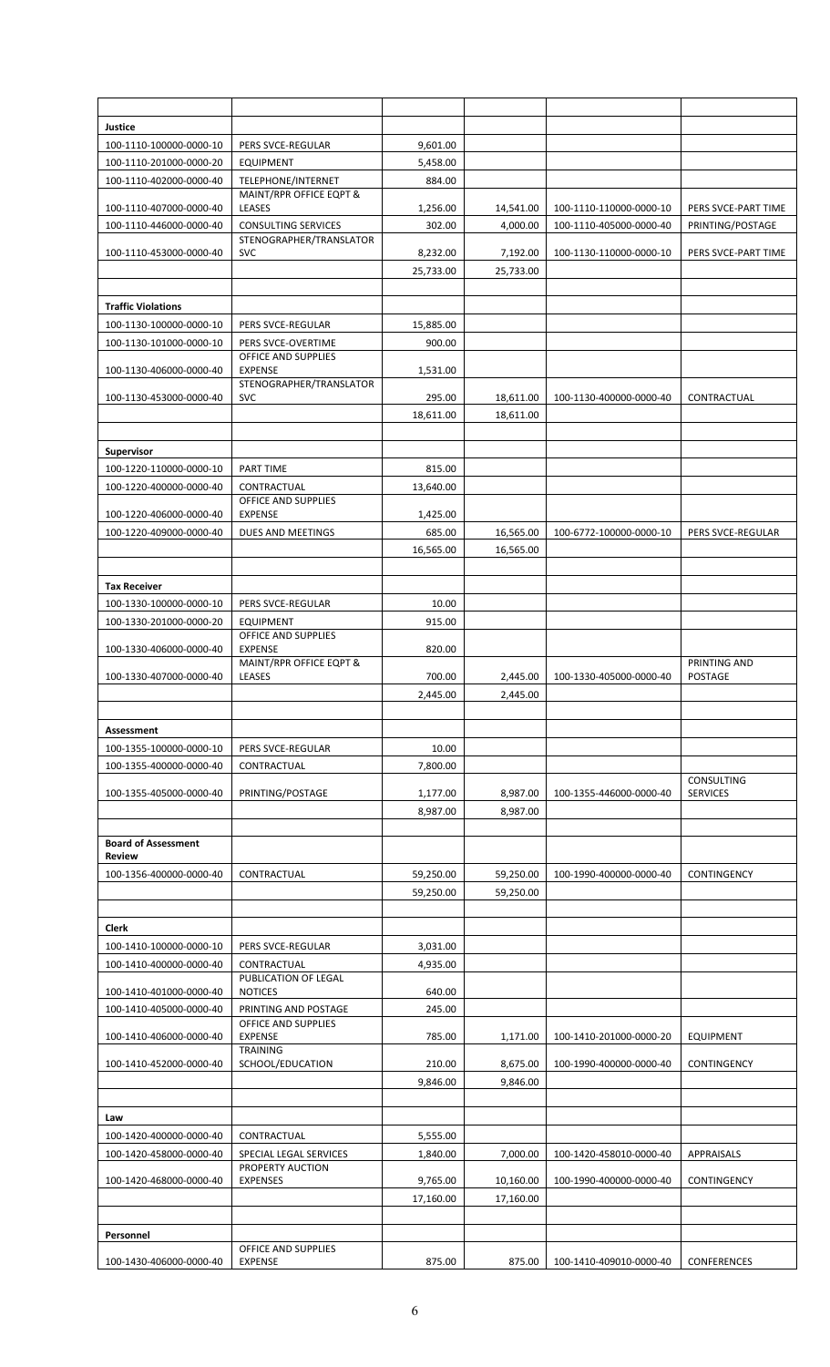| | | | | | |
|---|---|---|---|---|---|
| **Justice** | | | | | |
| 100-1110-100000-0000-10 | PERS SVCE-REGULAR | 9,601.00 | | | |
| 100-1110-201000-0000-20 | EQUIPMENT | 5,458.00 | | | |
| 100-1110-402000-0000-40 | TELEPHONE/INTERNET | 884.00 | | | |
| 100-1110-407000-0000-40 | MAINT/RPR OFFICE EQPT & LEASES | 1,256.00 | 14,541.00 | 100-1110-110000-0000-10 | PERS SVCE-PART TIME |
| 100-1110-446000-0000-40 | CONSULTING SERVICES | 302.00 | 4,000.00 | 100-1110-405000-0000-40 | PRINTING/POSTAGE |
| 100-1110-453000-0000-40 | STENOGRAPHER/TRANSLATOR SVC | 8,232.00 | 7,192.00 | 100-1130-110000-0000-10 | PERS SVCE-PART TIME |
| | | 25,733.00 | 25,733.00 | | |
| | | | | | |
| **Traffic Violations** | | | | | |
| 100-1130-100000-0000-10 | PERS SVCE-REGULAR | 15,885.00 | | | |
| 100-1130-101000-0000-10 | PERS SVCE-OVERTIME | 900.00 | | | |
| 100-1130-406000-0000-40 | OFFICE AND SUPPLIES EXPENSE | 1,531.00 | | | |
| 100-1130-453000-0000-40 | STENOGRAPHER/TRANSLATOR SVC | 295.00 | 18,611.00 | 100-1130-400000-0000-40 | CONTRACTUAL |
| | | 18,611.00 | 18,611.00 | | |
| | | | | | |
| **Supervisor** | | | | | |
| 100-1220-110000-0000-10 | PART TIME | 815.00 | | | |
| 100-1220-400000-0000-40 | CONTRACTUAL | 13,640.00 | | | |
| 100-1220-406000-0000-40 | OFFICE AND SUPPLIES EXPENSE | 1,425.00 | | | |
| 100-1220-409000-0000-40 | DUES AND MEETINGS | 685.00 | 16,565.00 | 100-6772-100000-0000-10 | PERS SVCE-REGULAR |
| | | 16,565.00 | 16,565.00 | | |
| | | | | | |
| **Tax Receiver** | | | | | |
| 100-1330-100000-0000-10 | PERS SVCE-REGULAR | 10.00 | | | |
| 100-1330-201000-0000-20 | EQUIPMENT | 915.00 | | | |
| 100-1330-406000-0000-40 | OFFICE AND SUPPLIES EXPENSE | 820.00 | | | |
| 100-1330-407000-0000-40 | MAINT/RPR OFFICE EQPT & LEASES | 700.00 | 2,445.00 | 100-1330-405000-0000-40 | PRINTING AND POSTAGE |
| | | 2,445.00 | 2,445.00 | | |
| | | | | | |
| **Assessment** | | | | | |
| 100-1355-100000-0000-10 | PERS SVCE-REGULAR | 10.00 | | | |
| 100-1355-400000-0000-40 | CONTRACTUAL | 7,800.00 | | | |
| 100-1355-405000-0000-40 | PRINTING/POSTAGE | 1,177.00 | 8,987.00 | 100-1355-446000-0000-40 | CONSULTING SERVICES |
| | | 8,987.00 | 8,987.00 | | |
| | | | | | |
| **Board of Assessment Review** | | | | | |
| 100-1356-400000-0000-40 | CONTRACTUAL | 59,250.00 | 59,250.00 | 100-1990-400000-0000-40 | CONTINGENCY |
| | | 59,250.00 | 59,250.00 | | |
| | | | | | |
| **Clerk** | | | | | |
| 100-1410-100000-0000-10 | PERS SVCE-REGULAR | 3,031.00 | | | |
| 100-1410-400000-0000-40 | CONTRACTUAL | 4,935.00 | | | |
| 100-1410-401000-0000-40 | PUBLICATION OF LEGAL NOTICES | 640.00 | | | |
| 100-1410-405000-0000-40 | PRINTING AND POSTAGE | 245.00 | | | |
| 100-1410-406000-0000-40 | OFFICE AND SUPPLIES EXPENSE | 785.00 | 1,171.00 | 100-1410-201000-0000-20 | EQUIPMENT |
| 100-1410-452000-0000-40 | TRAINING SCHOOL/EDUCATION | 210.00 | 8,675.00 | 100-1990-400000-0000-40 | CONTINGENCY |
| | | 9,846.00 | 9,846.00 | | |
| | | | | | |
| **Law** | | | | | |
| 100-1420-400000-0000-40 | CONTRACTUAL | 5,555.00 | | | |
| 100-1420-458000-0000-40 | SPECIAL LEGAL SERVICES | 1,840.00 | 7,000.00 | 100-1420-458010-0000-40 | APPRAISALS |
| 100-1420-468000-0000-40 | PROPERTY AUCTION EXPENSES | 9,765.00 | 10,160.00 | 100-1990-400000-0000-40 | CONTINGENCY |
| | | 17,160.00 | 17,160.00 | | |
| | | | | | |
| **Personnel** | | | | | |
| 100-1430-406000-0000-40 | OFFICE AND SUPPLIES EXPENSE | 875.00 | 875.00 | 100-1410-409010-0000-40 | CONFERENCES |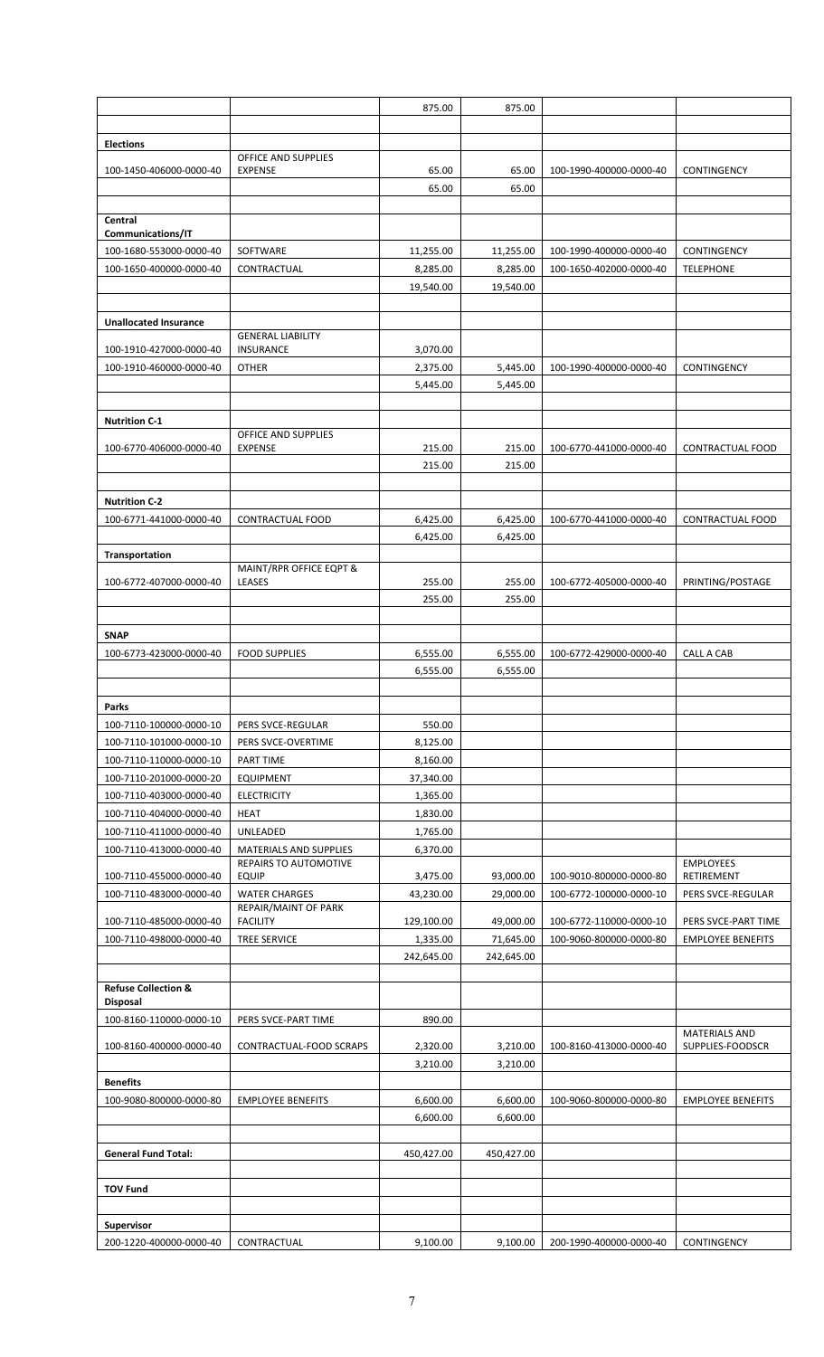| | | | | | |
|---|---|---|---|---|---|
| | | 875.00 | 875.00 | | |
| | | | | | |
| **Elections** | | | | | |
| 100-1450-406000-0000-40 | OFFICE AND SUPPLIES EXPENSE | 65.00 | 65.00 | 100-1990-400000-0000-40 | CONTINGENCY |
| | | 65.00 | 65.00 | | |
| | | | | | |
| **Central Communications/IT** | | | | | |
| 100-1680-553000-0000-40 | SOFTWARE | 11,255.00 | 11,255.00 | 100-1990-400000-0000-40 | CONTINGENCY |
| 100-1650-400000-0000-40 | CONTRACTUAL | 8,285.00 | 8,285.00 | 100-1650-402000-0000-40 | TELEPHONE |
| | | 19,540.00 | 19,540.00 | | |
| | | | | | |
| **Unallocated Insurance** | | | | | |
| 100-1910-427000-0000-40 | GENERAL LIABILITY INSURANCE | 3,070.00 | | | |
| 100-1910-460000-0000-40 | OTHER | 2,375.00 | 5,445.00 | 100-1990-400000-0000-40 | CONTINGENCY |
| | | 5,445.00 | 5,445.00 | | |
| | | | | | |
| **Nutrition C-1** | | | | | |
| 100-6770-406000-0000-40 | OFFICE AND SUPPLIES EXPENSE | 215.00 | 215.00 | 100-6770-441000-0000-40 | CONTRACTUAL FOOD |
| | | 215.00 | 215.00 | | |
| | | | | | |
| **Nutrition C-2** | | | | | |
| 100-6771-441000-0000-40 | CONTRACTUAL FOOD | 6,425.00 | 6,425.00 | 100-6770-441000-0000-40 | CONTRACTUAL FOOD |
| | | 6,425.00 | 6,425.00 | | |
| **Transportation** | | | | | |
| 100-6772-407000-0000-40 | MAINT/RPR OFFICE EQPT & LEASES | 255.00 | 255.00 | 100-6772-405000-0000-40 | PRINTING/POSTAGE |
| | | 255.00 | 255.00 | | |
| | | | | | |
| **SNAP** | | | | | |
| 100-6773-423000-0000-40 | FOOD SUPPLIES | 6,555.00 | 6,555.00 | 100-6772-429000-0000-40 | CALL A CAB |
| | | 6,555.00 | 6,555.00 | | |
| | | | | | |
| **Parks** | | | | | |
| 100-7110-100000-0000-10 | PERS SVCE-REGULAR | 550.00 | | | |
| 100-7110-101000-0000-10 | PERS SVCE-OVERTIME | 8,125.00 | | | |
| 100-7110-110000-0000-10 | PART TIME | 8,160.00 | | | |
| 100-7110-201000-0000-20 | EQUIPMENT | 37,340.00 | | | |
| 100-7110-403000-0000-40 | ELECTRICITY | 1,365.00 | | | |
| 100-7110-404000-0000-40 | HEAT | 1,830.00 | | | |
| 100-7110-411000-0000-40 | UNLEADED | 1,765.00 | | | |
| 100-7110-413000-0000-40 | MATERIALS AND SUPPLIES | 6,370.00 | | | |
| 100-7110-455000-0000-40 | REPAIRS TO AUTOMOTIVE EQUIP | 3,475.00 | 93,000.00 | 100-9010-800000-0000-80 | EMPLOYEES RETIREMENT |
| 100-7110-483000-0000-40 | WATER CHARGES | 43,230.00 | 29,000.00 | 100-6772-100000-0000-10 | PERS SVCE-REGULAR |
| 100-7110-485000-0000-40 | REPAIR/MAINT OF PARK FACILITY | 129,100.00 | 49,000.00 | 100-6772-110000-0000-10 | PERS SVCE-PART TIME |
| 100-7110-498000-0000-40 | TREE SERVICE | 1,335.00 | 71,645.00 | 100-9060-800000-0000-80 | EMPLOYEE BENEFITS |
| | | 242,645.00 | 242,645.00 | | |
| | | | | | |
| **Refuse Collection & Disposal** | | | | | |
| 100-8160-110000-0000-10 | PERS SVCE-PART TIME | 890.00 | | | |
| 100-8160-400000-0000-40 | CONTRACTUAL-FOOD SCRAPS | 2,320.00 | 3,210.00 | 100-8160-413000-0000-40 | MATERIALS AND SUPPLIES-FOODSCR |
| | | 3,210.00 | 3,210.00 | | |
| **Benefits** | | | | | |
| 100-9080-800000-0000-80 | EMPLOYEE BENEFITS | 6,600.00 | 6,600.00 | 100-9060-800000-0000-80 | EMPLOYEE BENEFITS |
| | | 6,600.00 | 6,600.00 | | |
| | | | | | |
| **General Fund Total:** | | 450,427.00 | 450,427.00 | | |
| | | | | | |
| **TOV Fund** | | | | | |
| | | | | | |
| **Supervisor** | | | | | |
| 200-1220-400000-0000-40 | CONTRACTUAL | 9,100.00 | 9,100.00 | 200-1990-400000-0000-40 | CONTINGENCY |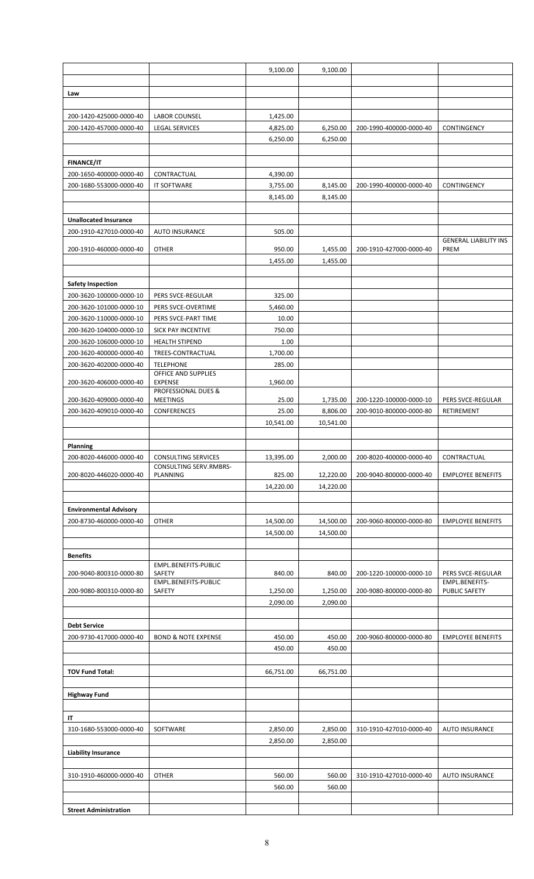| | | | | | |
|---|---|---|---|---|---|
| | | 9,100.00 | 9,100.00 | | |
| | | | | | |
| **Law** | | | | | |
| | | | | | |
| 200-1420-425000-0000-40 | LABOR COUNSEL | 1,425.00 | | | |
| 200-1420-457000-0000-40 | LEGAL SERVICES | 4,825.00 | 6,250.00 | 200-1990-400000-0000-40 | CONTINGENCY |
| | | 6,250.00 | 6,250.00 | | |
| | | | | | |
| **FINANCE/IT** | | | | | |
| 200-1650-400000-0000-40 | CONTRACTUAL | 4,390.00 | | | |
| 200-1680-553000-0000-40 | IT SOFTWARE | 3,755.00 | 8,145.00 | 200-1990-400000-0000-40 | CONTINGENCY |
| | | 8,145.00 | 8,145.00 | | |
| | | | | | |
| **Unallocated Insurance** | | | | | |
| 200-1910-427010-0000-40 | AUTO INSURANCE | 505.00 | | | |
| 200-1910-460000-0000-40 | OTHER | 950.00 | 1,455.00 | 200-1910-427000-0000-40 | GENERAL LIABILITY INS PREM |
| | | 1,455.00 | 1,455.00 | | |
| | | | | | |
| **Safety Inspection** | | | | | |
| 200-3620-100000-0000-10 | PERS SVCE-REGULAR | 325.00 | | | |
| 200-3620-101000-0000-10 | PERS SVCE-OVERTIME | 5,460.00 | | | |
| 200-3620-110000-0000-10 | PERS SVCE-PART TIME | 10.00 | | | |
| 200-3620-104000-0000-10 | SICK PAY INCENTIVE | 750.00 | | | |
| 200-3620-106000-0000-10 | HEALTH STIPEND | 1.00 | | | |
| 200-3620-400000-0000-40 | TREES-CONTRACTUAL | 1,700.00 | | | |
| 200-3620-402000-0000-40 | TELEPHONE | 285.00 | | | |
| 200-3620-406000-0000-40 | OFFICE AND SUPPLIES EXPENSE | 1,960.00 | | | |
| 200-3620-409000-0000-40 | PROFESSIONAL DUES & MEETINGS | 25.00 | 1,735.00 | 200-1220-100000-0000-10 | PERS SVCE-REGULAR |
| 200-3620-409010-0000-40 | CONFERENCES | 25.00 | 8,806.00 | 200-9010-800000-0000-80 | RETIREMENT |
| | | 10,541.00 | 10,541.00 | | |
| | | | | | |
| **Planning** | | | | | |
| 200-8020-446000-0000-40 | CONSULTING SERVICES | 13,395.00 | 2,000.00 | 200-8020-400000-0000-40 | CONTRACTUAL |
| 200-8020-446020-0000-40 | CONSULTING SERV.RMBRS-PLANNING | 825.00 | 12,220.00 | 200-9040-800000-0000-40 | EMPLOYEE BENEFITS |
| | | 14,220.00 | 14,220.00 | | |
| | | | | | |
| **Environmental Advisory** | | | | | |
| 200-8730-460000-0000-40 | OTHER | 14,500.00 | 14,500.00 | 200-9060-800000-0000-80 | EMPLOYEE BENEFITS |
| | | 14,500.00 | 14,500.00 | | |
| | | | | | |
| **Benefits** | | | | | |
| 200-9040-800310-0000-80 | EMPL.BENEFITS-PUBLIC SAFETY | 840.00 | 840.00 | 200-1220-100000-0000-10 | PERS SVCE-REGULAR |
| 200-9080-800310-0000-80 | EMPL.BENEFITS-PUBLIC SAFETY | 1,250.00 | 1,250.00 | 200-9080-800000-0000-80 | EMPL.BENEFITS-PUBLIC SAFETY |
| | | 2,090.00 | 2,090.00 | | |
| | | | | | |
| **Debt Service** | | | | | |
| 200-9730-417000-0000-40 | BOND & NOTE EXPENSE | 450.00 | 450.00 | 200-9060-800000-0000-80 | EMPLOYEE BENEFITS |
| | | 450.00 | 450.00 | | |
| | | | | | |
| **TOV Fund Total:** | | 66,751.00 | 66,751.00 | | |
| | | | | | |
| **Highway Fund** | | | | | |
| | | | | | |
| **IT** | | | | | |
| 310-1680-553000-0000-40 | SOFTWARE | 2,850.00 | 2,850.00 | 310-1910-427010-0000-40 | AUTO INSURANCE |
| | | 2,850.00 | 2,850.00 | | |
| **Liability Insurance** | | | | | |
| | | | | | |
| 310-1910-460000-0000-40 | OTHER | 560.00 | 560.00 | 310-1910-427010-0000-40 | AUTO INSURANCE |
| | | 560.00 | 560.00 | | |
| | | | | | |
| **Street Administration** | | | | | |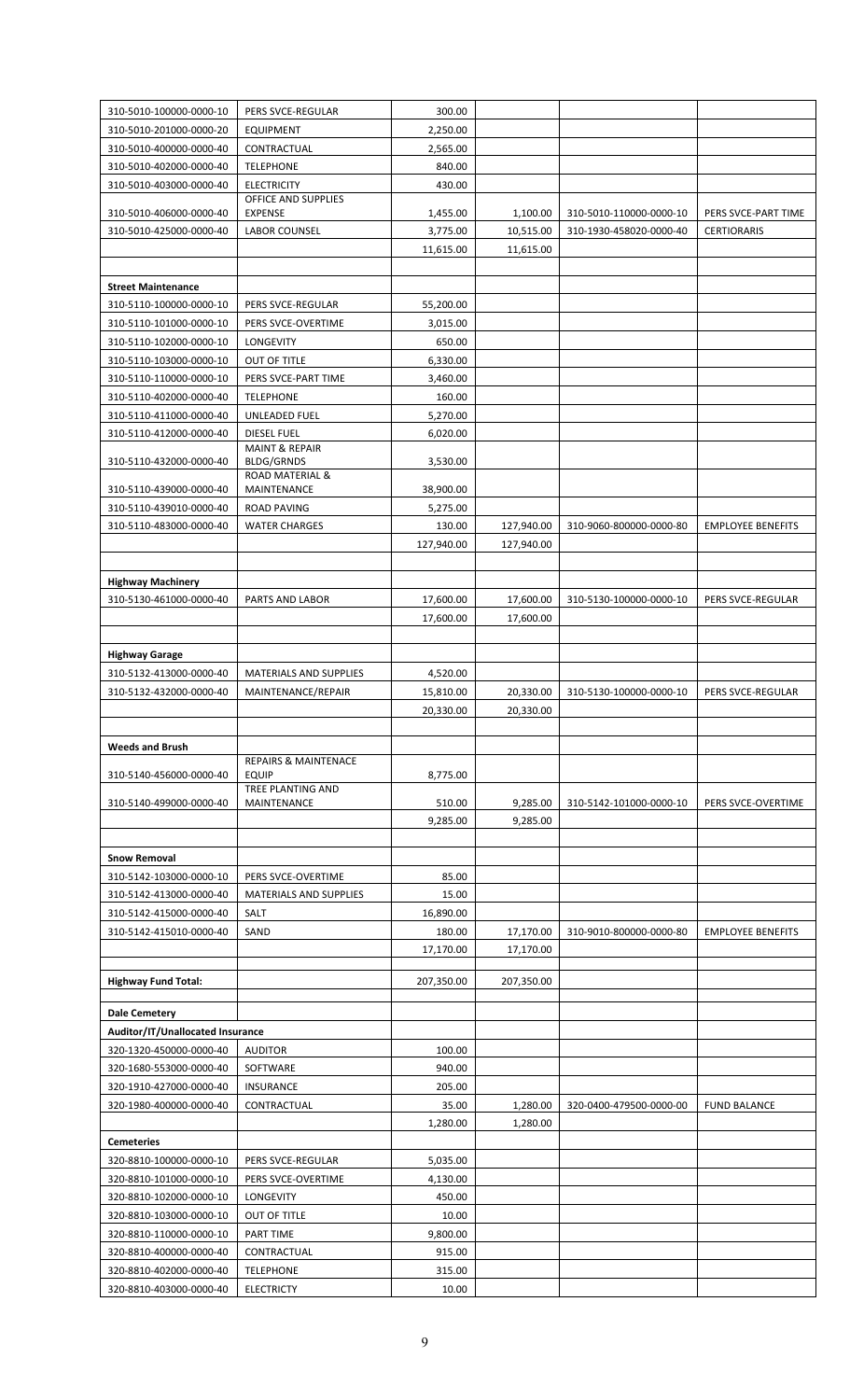| | | | | | |
|---|---|---|---|---|---|
| 310-5010-100000-0000-10 | PERS SVCE-REGULAR | 300.00 | | | |
| 310-5010-201000-0000-20 | EQUIPMENT | 2,250.00 | | | |
| 310-5010-400000-0000-40 | CONTRACTUAL | 2,565.00 | | | |
| 310-5010-402000-0000-40 | TELEPHONE | 840.00 | | | |
| 310-5010-403000-0000-40 | ELECTRICITY | 430.00 | | | |
| 310-5010-406000-0000-40 | OFFICE AND SUPPLIES EXPENSE | 1,455.00 | 1,100.00 | 310-5010-110000-0000-10 | PERS SVCE-PART TIME |
| 310-5010-425000-0000-40 | LABOR COUNSEL | 3,775.00 | 10,515.00 | 310-1930-458020-0000-40 | CERTIORARIS |
| | | 11,615.00 | 11,615.00 | | |
| | | | | | |
| **Street Maintenance** | | | | | |
| 310-5110-100000-0000-10 | PERS SVCE-REGULAR | 55,200.00 | | | |
| 310-5110-101000-0000-10 | PERS SVCE-OVERTIME | 3,015.00 | | | |
| 310-5110-102000-0000-10 | LONGEVITY | 650.00 | | | |
| 310-5110-103000-0000-10 | OUT OF TITLE | 6,330.00 | | | |
| 310-5110-110000-0000-10 | PERS SVCE-PART TIME | 3,460.00 | | | |
| 310-5110-402000-0000-40 | TELEPHONE | 160.00 | | | |
| 310-5110-411000-0000-40 | UNLEADED FUEL | 5,270.00 | | | |
| 310-5110-412000-0000-40 | DIESEL FUEL | 6,020.00 | | | |
| 310-5110-432000-0000-40 | MAINT & REPAIR BLDG/GRNDS | 3,530.00 | | | |
| 310-5110-439000-0000-40 | ROAD MATERIAL & MAINTENANCE | 38,900.00 | | | |
| 310-5110-439010-0000-40 | ROAD PAVING | 5,275.00 | | | |
| 310-5110-483000-0000-40 | WATER CHARGES | 130.00 | 127,940.00 | 310-9060-800000-0000-80 | EMPLOYEE BENEFITS |
| | | 127,940.00 | 127,940.00 | | |
| | | | | | |
| **Highway Machinery** | | | | | |
| 310-5130-461000-0000-40 | PARTS AND LABOR | 17,600.00 | 17,600.00 | 310-5130-100000-0000-10 | PERS SVCE-REGULAR |
| | | 17,600.00 | 17,600.00 | | |
| | | | | | |
| **Highway Garage** | | | | | |
| 310-5132-413000-0000-40 | MATERIALS AND SUPPLIES | 4,520.00 | | | |
| 310-5132-432000-0000-40 | MAINTENANCE/REPAIR | 15,810.00 | 20,330.00 | 310-5130-100000-0000-10 | PERS SVCE-REGULAR |
| | | 20,330.00 | 20,330.00 | | |
| | | | | | |
| **Weeds and Brush** | | | | | |
| 310-5140-456000-0000-40 | REPAIRS & MAINTENACE EQUIP | 8,775.00 | | | |
| 310-5140-499000-0000-40 | TREE PLANTING AND MAINTENANCE | 510.00 | 9,285.00 | 310-5142-101000-0000-10 | PERS SVCE-OVERTIME |
| | | 9,285.00 | 9,285.00 | | |
| | | | | | |
| **Snow Removal** | | | | | |
| 310-5142-103000-0000-10 | PERS SVCE-OVERTIME | 85.00 | | | |
| 310-5142-413000-0000-40 | MATERIALS AND SUPPLIES | 15.00 | | | |
| 310-5142-415000-0000-40 | SALT | 16,890.00 | | | |
| 310-5142-415010-0000-40 | SAND | 180.00 | 17,170.00 | 310-9010-800000-0000-80 | EMPLOYEE BENEFITS |
| | | 17,170.00 | 17,170.00 | | |
| | | | | | |
| **Highway Fund Total:** | | 207,350.00 | 207,350.00 | | |
| | | | | | |
| **Dale Cemetery** | | | | | |
| **Auditor/IT/Unallocated Insurance** | | | | | |
| 320-1320-450000-0000-40 | AUDITOR | 100.00 | | | |
| 320-1680-553000-0000-40 | SOFTWARE | 940.00 | | | |
| 320-1910-427000-0000-40 | INSURANCE | 205.00 | | | |
| 320-1980-400000-0000-40 | CONTRACTUAL | 35.00 | 1,280.00 | 320-0400-479500-0000-00 | FUND BALANCE |
| | | 1,280.00 | 1,280.00 | | |
| **Cemeteries** | | | | | |
| 320-8810-100000-0000-10 | PERS SVCE-REGULAR | 5,035.00 | | | |
| 320-8810-101000-0000-10 | PERS SVCE-OVERTIME | 4,130.00 | | | |
| 320-8810-102000-0000-10 | LONGEVITY | 450.00 | | | |
| 320-8810-103000-0000-10 | OUT OF TITLE | 10.00 | | | |
| 320-8810-110000-0000-10 | PART TIME | 9,800.00 | | | |
| 320-8810-400000-0000-40 | CONTRACTUAL | 915.00 | | | |
| 320-8810-402000-0000-40 | TELEPHONE | 315.00 | | | |
| 320-8810-403000-0000-40 | ELECTRICTY | 10.00 | | | |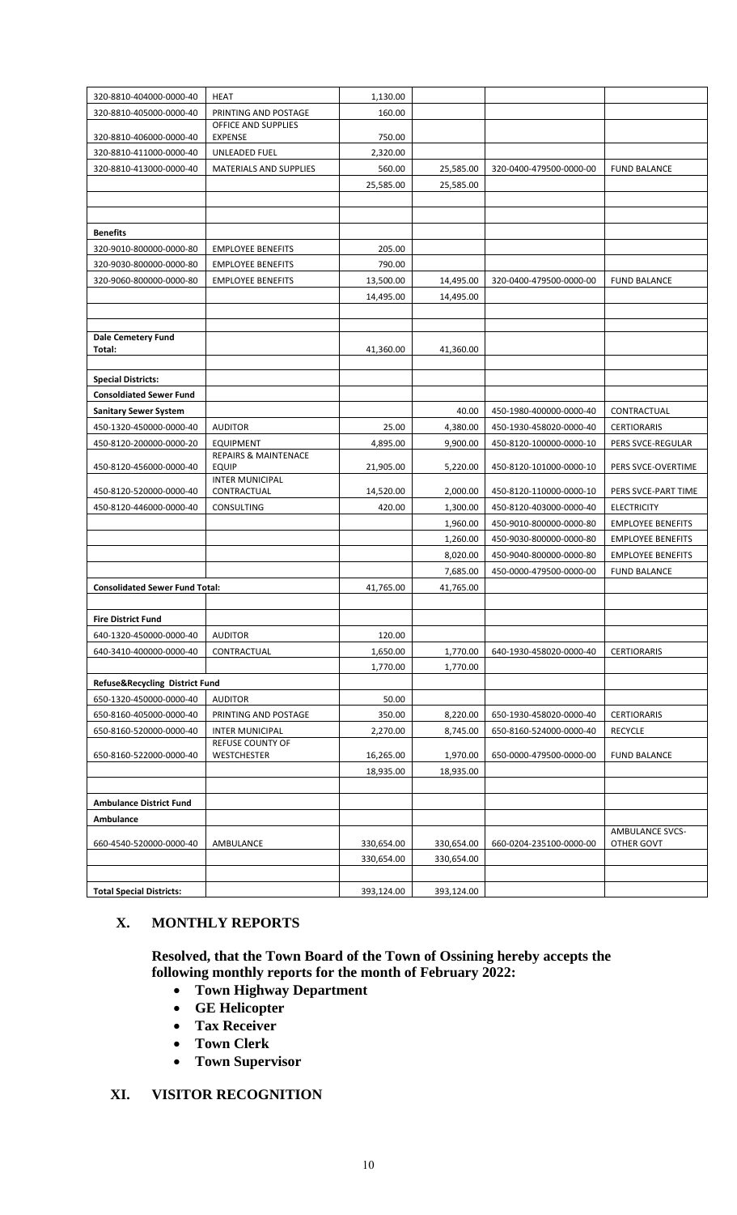| | | | | | |
|---|---|---|---|---|---|
| 320-8810-404000-0000-40 | HEAT | 1,130.00 | | | |
| 320-8810-405000-0000-40 | PRINTING AND POSTAGE | 160.00 | | | |
| 320-8810-406000-0000-40 | OFFICE AND SUPPLIES EXPENSE | 750.00 | | | |
| 320-8810-411000-0000-40 | UNLEADED FUEL | 2,320.00 | | | |
| 320-8810-413000-0000-40 | MATERIALS AND SUPPLIES | 560.00 | 25,585.00 | 320-0400-479500-0000-00 | FUND BALANCE |
| | | 25,585.00 | 25,585.00 | | |
| | | | | | |
| | | | | | |
| **Benefits** | | | | | |
| 320-9010-800000-0000-80 | EMPLOYEE BENEFITS | 205.00 | | | |
| 320-9030-800000-0000-80 | EMPLOYEE BENEFITS | 790.00 | | | |
| 320-9060-800000-0000-80 | EMPLOYEE BENEFITS | 13,500.00 | 14,495.00 | 320-0400-479500-0000-00 | FUND BALANCE |
| | | 14,495.00 | 14,495.00 | | |
| | | | | | |
| | | | | | |
| **Dale Cemetery Fund Total:** | | 41,360.00 | 41,360.00 | | |
| | | | | | |
| **Special Districts:** | | | | | |
| **Consoldiated Sewer Fund** | | | | | |
| **Sanitary Sewer System** | | | 40.00 | 450-1980-400000-0000-40 | CONTRACTUAL |
| 450-1320-450000-0000-40 | AUDITOR | 25.00 | 4,380.00 | 450-1930-458020-0000-40 | CERTIORARIS |
| 450-8120-200000-0000-20 | EQUIPMENT | 4,895.00 | 9,900.00 | 450-8120-100000-0000-10 | PERS SVCE-REGULAR |
| 450-8120-456000-0000-40 | REPAIRS & MAINTENACE EQUIP | 21,905.00 | 5,220.00 | 450-8120-101000-0000-10 | PERS SVCE-OVERTIME |
| 450-8120-520000-0000-40 | INTER MUNICIPAL CONTRACTUAL | 14,520.00 | 2,000.00 | 450-8120-110000-0000-10 | PERS SVCE-PART TIME |
| 450-8120-446000-0000-40 | CONSULTING | 420.00 | 1,300.00 | 450-8120-403000-0000-40 | ELECTRICITY |
| | | | 1,960.00 | 450-9010-800000-0000-80 | EMPLOYEE BENEFITS |
| | | | 1,260.00 | 450-9030-800000-0000-80 | EMPLOYEE BENEFITS |
| | | | 8,020.00 | 450-9040-800000-0000-80 | EMPLOYEE BENEFITS |
| | | | 7,685.00 | 450-0000-479500-0000-00 | FUND BALANCE |
| **Consolidated Sewer Fund Total:** | | 41,765.00 | 41,765.00 | | |
| | | | | | |
| **Fire District Fund** | | | | | |
| 640-1320-450000-0000-40 | AUDITOR | 120.00 | | | |
| 640-3410-400000-0000-40 | CONTRACTUAL | 1,650.00 | 1,770.00 | 640-1930-458020-0000-40 | CERTIORARIS |
| | | 1,770.00 | 1,770.00 | | |
| **Refuse&Recycling District Fund** | | | | | |
| 650-1320-450000-0000-40 | AUDITOR | 50.00 | | | |
| 650-8160-405000-0000-40 | PRINTING AND POSTAGE | 350.00 | 8,220.00 | 650-1930-458020-0000-40 | CERTIORARIS |
| 650-8160-520000-0000-40 | INTER MUNICIPAL | 2,270.00 | 8,745.00 | 650-8160-524000-0000-40 | RECYCLE |
| 650-8160-522000-0000-40 | REFUSE COUNTY OF WESTCHESTER | 16,265.00 | 1,970.00 | 650-0000-479500-0000-00 | FUND BALANCE |
| | | 18,935.00 | 18,935.00 | | |
| | | | | | |
| **Ambulance District Fund** | | | | | |
| **Ambulance** | | | | | |
| 660-4540-520000-0000-40 | AMBULANCE | 330,654.00 | 330,654.00 | 660-0204-235100-0000-00 | AMBULANCE SVCS-OTHER GOVT |
| | | 330,654.00 | 330,654.00 | | |
| | | | | | |
| **Total Special Districts:** | | 393,124.00 | 393,124.00 | | |

## X. MONTHLY REPORTS

**Resolved, that the Town Board of the Town of Ossining hereby accepts the following monthly reports for the month of February 2022:**

- **Town Highway Department**
- **GE Helicopter**
- **Tax Receiver**
- **Town Clerk**
- **Town Supervisor**

## XI. VISITOR RECOGNITION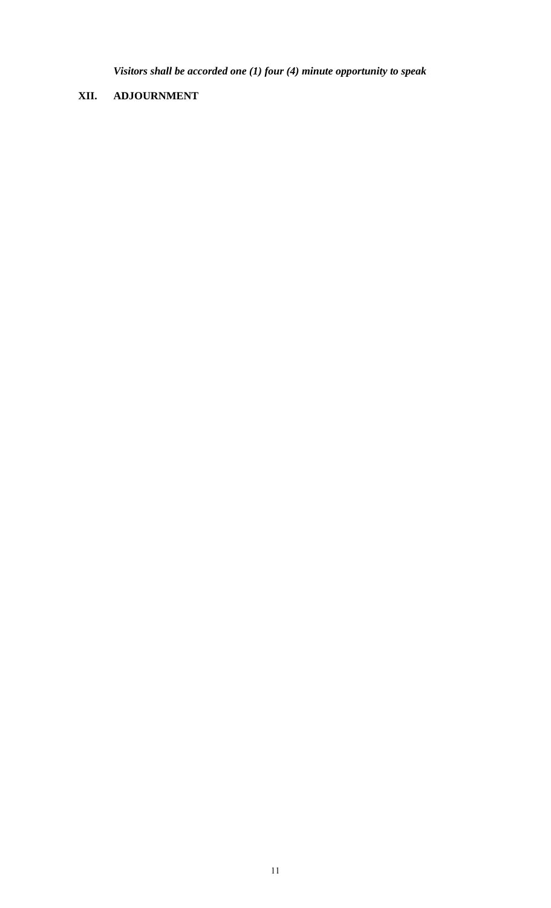***Visitors shall be accorded one (1) four (4) minute opportunity to speak***

## XII. ADJOURNMENT